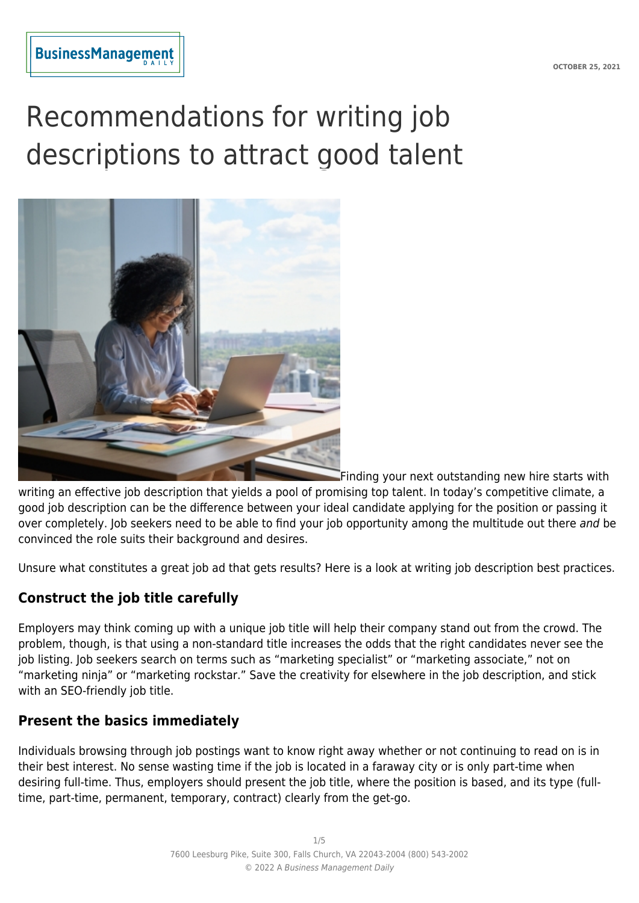OCTOBER 25, 2021

# Recommendations for writing job descriptions to attract good talent

Finding your next outstanding new hire starts with writing an effective job description that yields a pool of promising top talent. In today's competitive climate, a good job description can be the difference between your ideal candidate applying for the position or passing it over completely. Job seekers need to be able to find your job opportunity among the multitude out there *and* be convinced the role suits their background and desires.

Unsure what constitutes a great job ad that gets results? Here is a look at writing job description best practices.

### Construct the job title carefully

Employers may think coming up with a unique job title will help their company stand out from the crowd. The problem, though, is that using a non-standard title increases the odds that the right candidates never see the job listing. Job seekers search on terms such as "marketing specialist" or "marketing associate," not on "marketing ninja" or "marketing rockstar." Save the creativity for elsewhere in the job description, and stick with an SEO-friendly job title.

### Present the basics immediately

Individuals browsing through job postings want to know right away whether or not continuing to read on is in their best interest. No sense wasting time if the job is located in a faraway city or is only part-time when desiring full-time. Thus, employers should present the job title, where the position is based, and its type (full-time, part-time, permanent, temporary, contract) clearly from the get-go.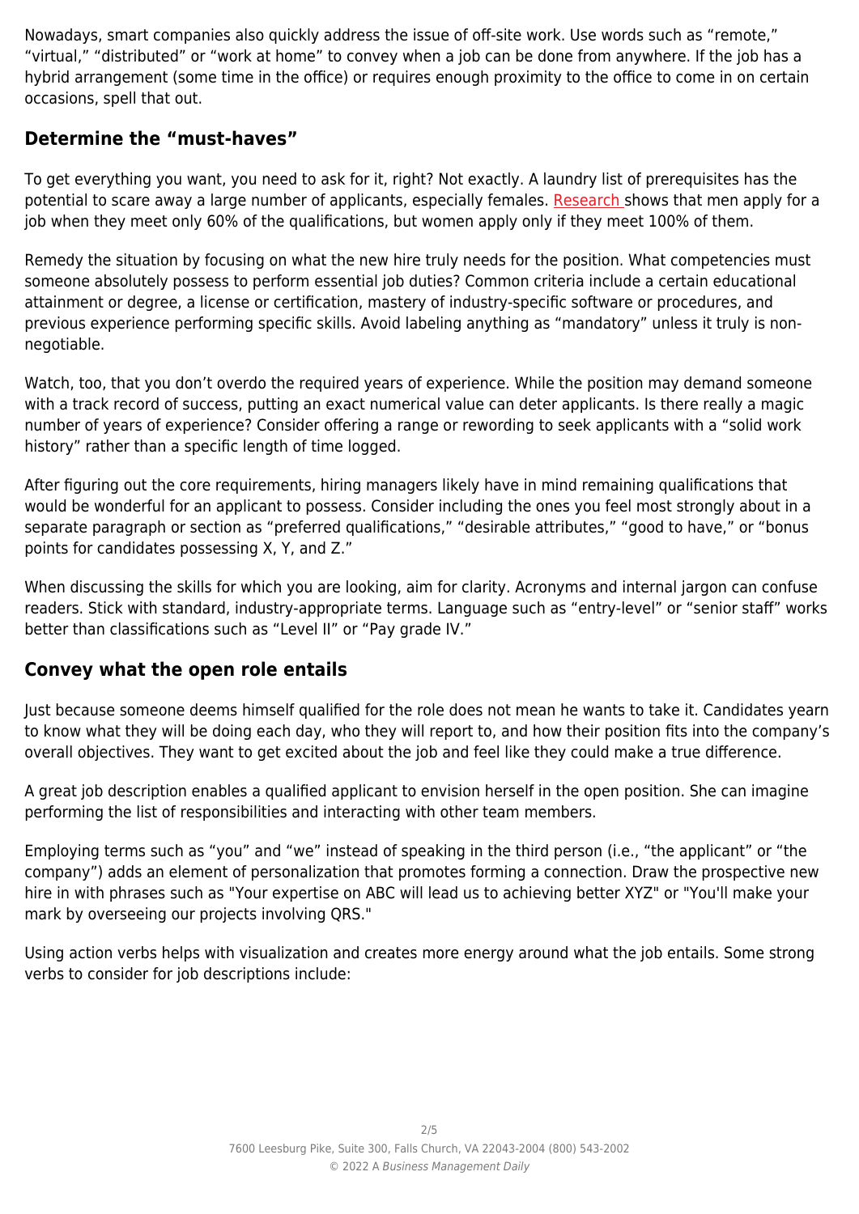Nowadays, smart companies also quickly address the issue of off-site work. Use words such as "remote," "virtual," "distributed" or "work at home" to convey when a job can be done from anywhere. If the job has a hybrid arrangement (some time in the office) or requires enough proximity to the office to come in on certain occasions, spell that out.

## Determine the "must-haves"

To get everything you want, you need to ask for it, right? Not exactly. A laundry list of prerequisites has the potential to scare away a large number of applicants, especially females. Research shows that men apply for a job when they meet only 60% of the qualifications, but women apply only if they meet 100% of them.

Remedy the situation by focusing on what the new hire truly needs for the position. What competencies must someone absolutely possess to perform essential job duties? Common criteria include a certain educational attainment or degree, a license or certification, mastery of industry-specific software or procedures, and previous experience performing specific skills. Avoid labeling anything as "mandatory" unless it truly is non-negotiable.

Watch, too, that you don't overdo the required years of experience. While the position may demand someone with a track record of success, putting an exact numerical value can deter applicants. Is there really a magic number of years of experience? Consider offering a range or rewording to seek applicants with a "solid work history" rather than a specific length of time logged.

After figuring out the core requirements, hiring managers likely have in mind remaining qualifications that would be wonderful for an applicant to possess. Consider including the ones you feel most strongly about in a separate paragraph or section as "preferred qualifications," "desirable attributes," "good to have," or "bonus points for candidates possessing X, Y, and Z."

When discussing the skills for which you are looking, aim for clarity. Acronyms and internal jargon can confuse readers. Stick with standard, industry-appropriate terms. Language such as "entry-level" or "senior staff" works better than classifications such as "Level II" or "Pay grade IV."

## Convey what the open role entails

Just because someone deems himself qualified for the role does not mean he wants to take it. Candidates yearn to know what they will be doing each day, who they will report to, and how their position fits into the company's overall objectives. They want to get excited about the job and feel like they could make a true difference.

A great job description enables a qualified applicant to envision herself in the open position. She can imagine performing the list of responsibilities and interacting with other team members.

Employing terms such as "you" and "we" instead of speaking in the third person (i.e., "the applicant" or "the company") adds an element of personalization that promotes forming a connection. Draw the prospective new hire in with phrases such as "Your expertise on ABC will lead us to achieving better XYZ" or "You'll make your mark by overseeing our projects involving QRS."

Using action verbs helps with visualization and creates more energy around what the job entails. Some strong verbs to consider for job descriptions include: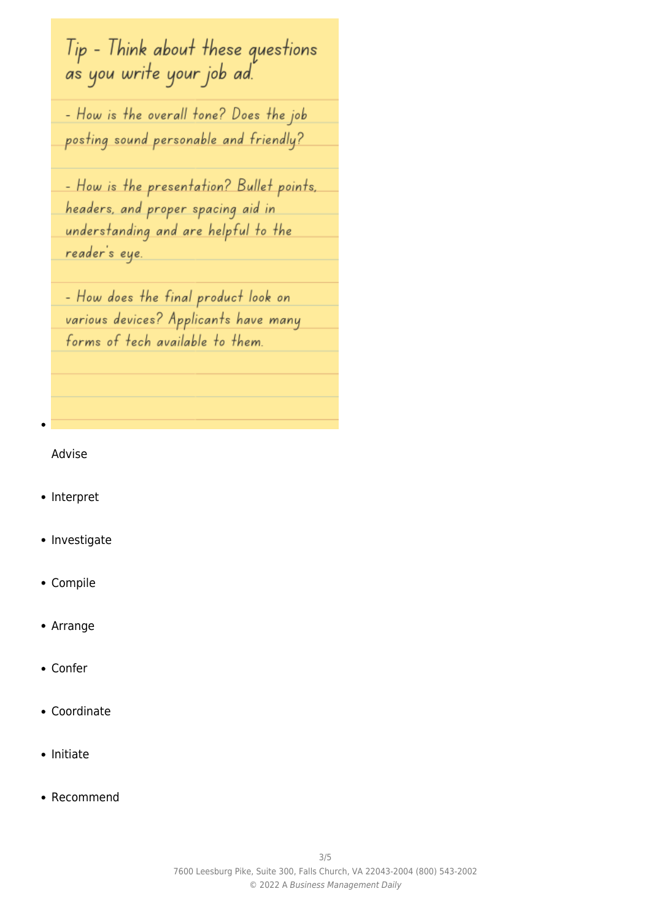Tip - Think about these questions as you write your job ad.

- How is the overall tone? Does the job posting sound personable and friendly?

- How is the presentation? Bullet points, headers, and proper spacing aid in understanding and are helpful to the reader's eye.

- How does the final product look on various devices? Applicants have many forms of tech available to them.

- Advise
- Interpret
- Investigate
- Compile
- Arrange
- Confer
- Coordinate
- Initiate
- Recommend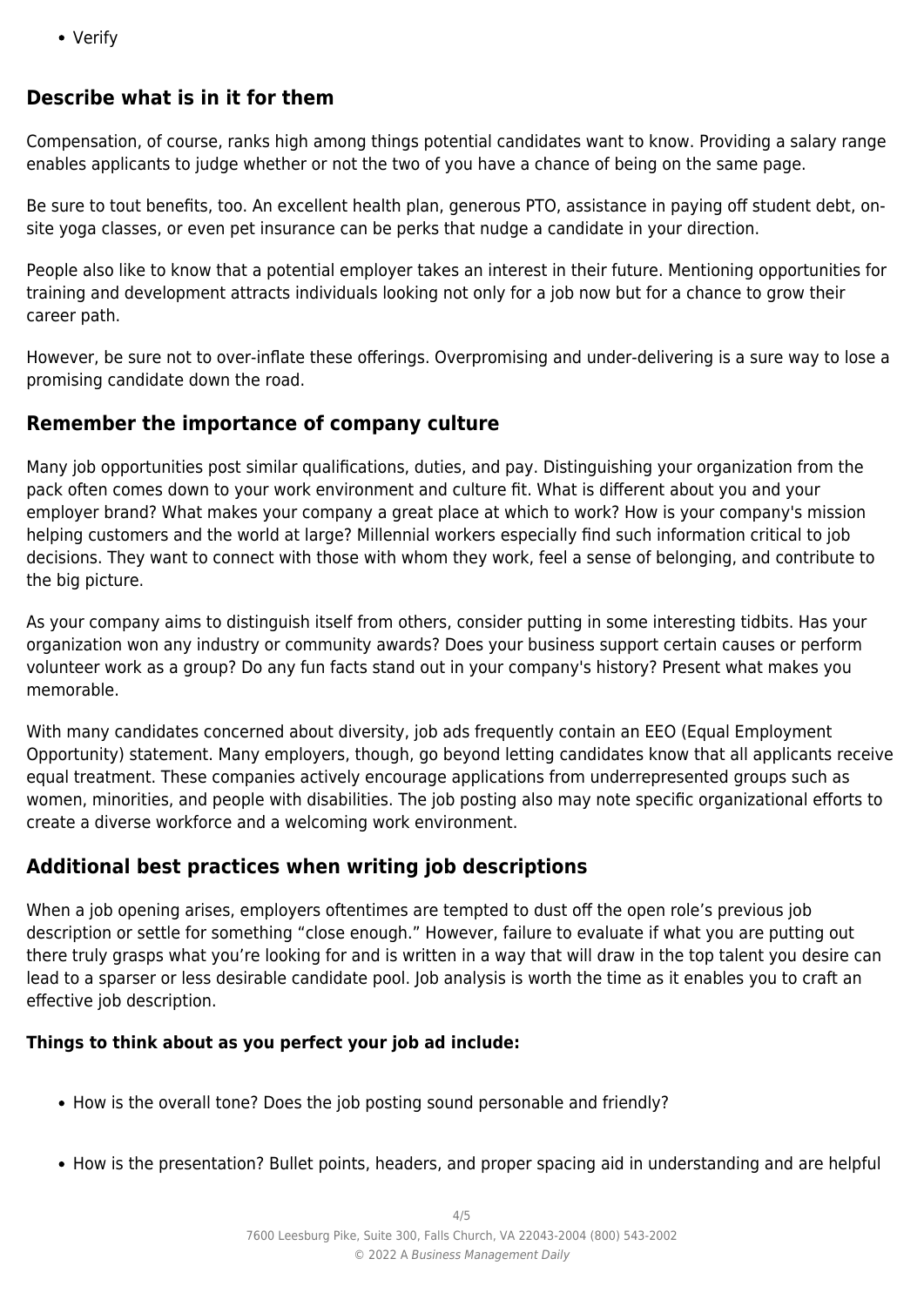- Verify

## Describe what is in it for them

Compensation, of course, ranks high among things potential candidates want to know. Providing a salary range enables applicants to judge whether or not the two of you have a chance of being on the same page.

Be sure to tout benefits, too. An excellent health plan, generous PTO, assistance in paying off student debt, on-site yoga classes, or even pet insurance can be perks that nudge a candidate in your direction.

People also like to know that a potential employer takes an interest in their future. Mentioning opportunities for training and development attracts individuals looking not only for a job now but for a chance to grow their career path.

However, be sure not to over-inflate these offerings. Overpromising and under-delivering is a sure way to lose a promising candidate down the road.

## Remember the importance of company culture

Many job opportunities post similar qualifications, duties, and pay. Distinguishing your organization from the pack often comes down to your work environment and culture fit. What is different about you and your employer brand? What makes your company a great place at which to work? How is your company's mission helping customers and the world at large? Millennial workers especially find such information critical to job decisions. They want to connect with those with whom they work, feel a sense of belonging, and contribute to the big picture.

As your company aims to distinguish itself from others, consider putting in some interesting tidbits. Has your organization won any industry or community awards? Does your business support certain causes or perform volunteer work as a group? Do any fun facts stand out in your company's history? Present what makes you memorable.

With many candidates concerned about diversity, job ads frequently contain an EEO (Equal Employment Opportunity) statement. Many employers, though, go beyond letting candidates know that all applicants receive equal treatment. These companies actively encourage applications from underrepresented groups such as women, minorities, and people with disabilities. The job posting also may note specific organizational efforts to create a diverse workforce and a welcoming work environment.

## Additional best practices when writing job descriptions

When a job opening arises, employers oftentimes are tempted to dust off the open role's previous job description or settle for something "close enough." However, failure to evaluate if what you are putting out there truly grasps what you're looking for and is written in a way that will draw in the top talent you desire can lead to a sparser or less desirable candidate pool. Job analysis is worth the time as it enables you to craft an effective job description.

**Things to think about as you perfect your job ad include:**

- How is the overall tone? Does the job posting sound personable and friendly?

- How is the presentation? Bullet points, headers, and proper spacing aid in understanding and are helpful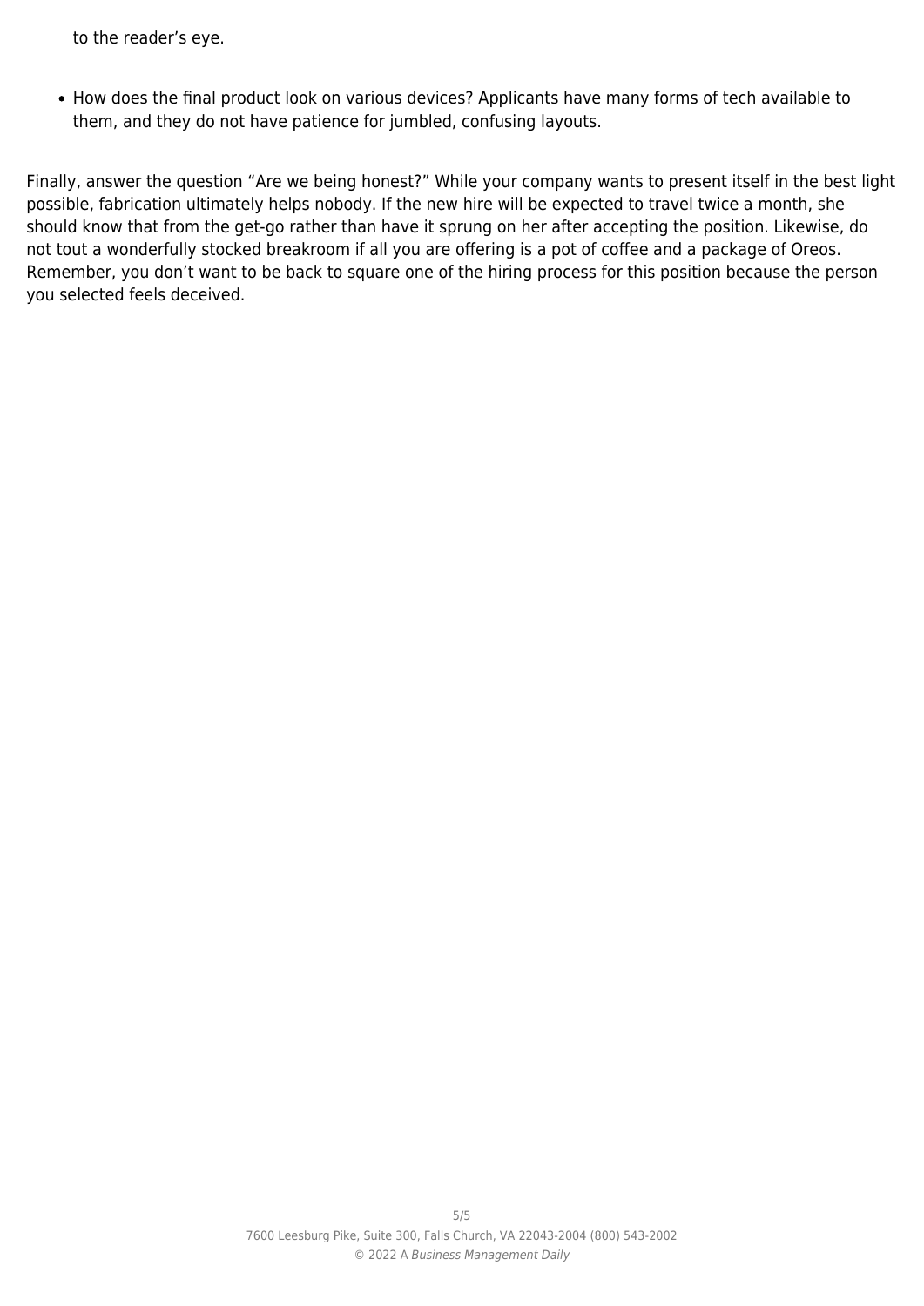to the reader’s eye.

- How does the final product look on various devices? Applicants have many forms of tech available to them, and they do not have patience for jumbled, confusing layouts.

Finally, answer the question “Are we being honest?” While your company wants to present itself in the best light possible, fabrication ultimately helps nobody. If the new hire will be expected to travel twice a month, she should know that from the get-go rather than have it sprung on her after accepting the position. Likewise, do not tout a wonderfully stocked breakroom if all you are offering is a pot of coffee and a package of Oreos. Remember, you don’t want to be back to square one of the hiring process for this position because the person you selected feels deceived.